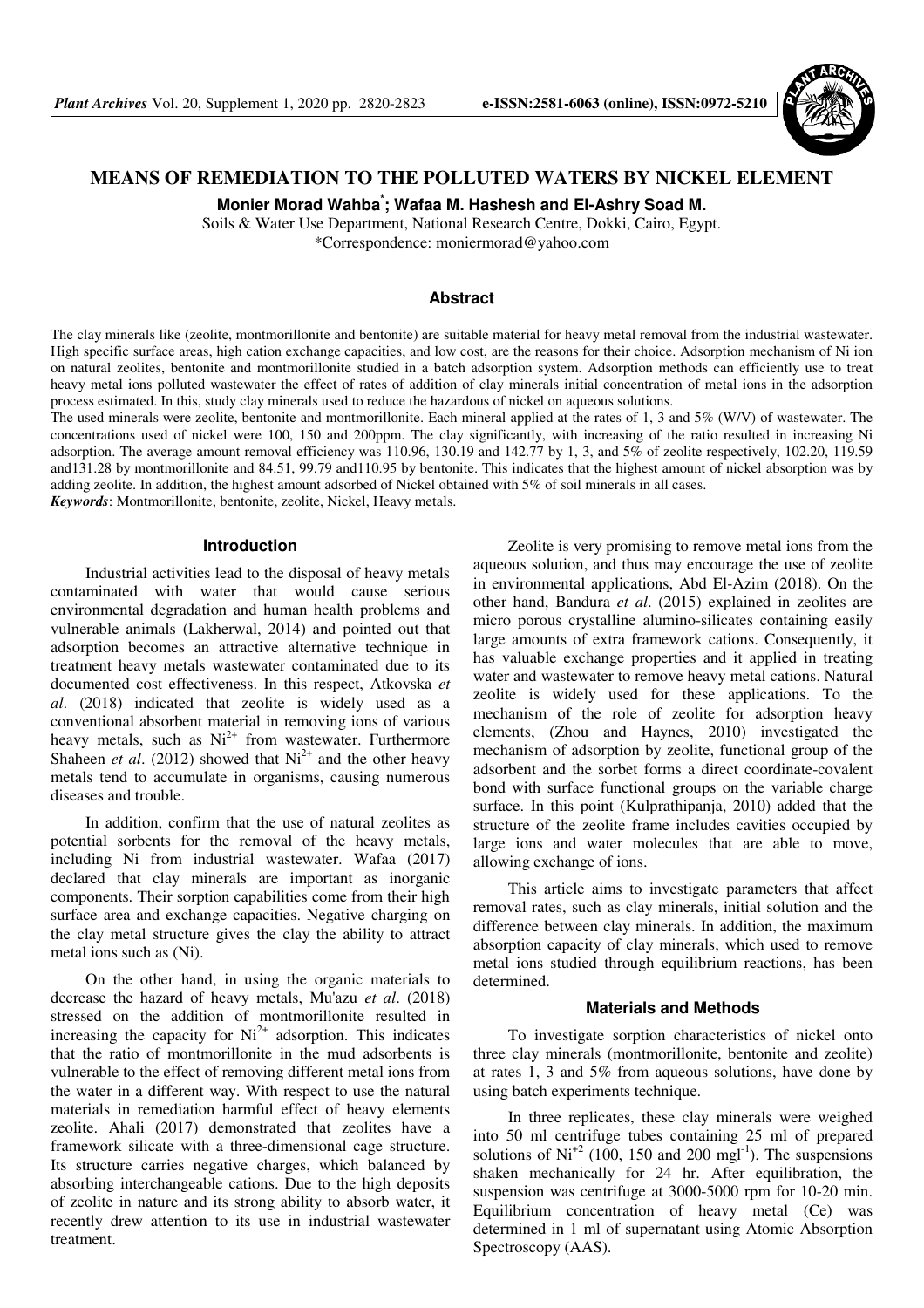# MEANS OF REMEDIATION TO THE POLLUTED WATERS BY NICKEL ELEMENT

**Monier Morad Wahba*; Wafaa M. Hashesh and El-Ashry Soad M.**

Soils & Water Use Department, National Research Centre, Dokki, Cairo, Egypt.

*Correspondence: moniermorad@yahoo.com

## Abstract

The clay minerals like (zeolite, montmorillonite and bentonite) are suitable material for heavy metal removal from the industrial wastewater. High specific surface areas, high cation exchange capacities, and low cost, are the reasons for their choice. Adsorption mechanism of Ni ion on natural zeolites, bentonite and montmorillonite studied in a batch adsorption system. Adsorption methods can efficiently use to treat heavy metal ions polluted wastewater the effect of rates of addition of clay minerals initial concentration of metal ions in the adsorption process estimated. In this, study clay minerals used to reduce the hazardous of nickel on aqueous solutions.

The used minerals were zeolite, bentonite and montmorillonite. Each mineral applied at the rates of 1, 3 and 5% (W/V) of wastewater. The concentrations used of nickel were 100, 150 and 200ppm. The clay significantly, with increasing of the ratio resulted in increasing Ni adsorption. The average amount removal efficiency was 110.96, 130.19 and 142.77 by 1, 3, and 5% of zeolite respectively, 102.20, 119.59 and131.28 by montmorillonite and 84.51, 99.79 and110.95 by bentonite. This indicates that the highest amount of nickel absorption was by adding zeolite. In addition, the highest amount adsorbed of Nickel obtained with 5% of soil minerals in all cases.

***Keywords***: Montmorillonite, bentonite, zeolite, Nickel, Heavy metals.

## Introduction

Industrial activities lead to the disposal of heavy metals contaminated with water that would cause serious environmental degradation and human health problems and vulnerable animals (Lakherwal, 2014) and pointed out that adsorption becomes an attractive alternative technique in treatment heavy metals wastewater contaminated due to its documented cost effectiveness. In this respect, Atkovska *et al*. (2018) indicated that zeolite is widely used as a conventional absorbent material in removing ions of various heavy metals, such as $Ni^{2+}$ from wastewater. Furthermore Shaheen *et al*. (2012) showed that $Ni^{2+}$ and the other heavy metals tend to accumulate in organisms, causing numerous diseases and trouble.

In addition, confirm that the use of natural zeolites as potential sorbents for the removal of the heavy metals, including Ni from industrial wastewater. Wafaa (2017) declared that clay minerals are important as inorganic components. Their sorption capabilities come from their high surface area and exchange capacities. Negative charging on the clay metal structure gives the clay the ability to attract metal ions such as (Ni).

On the other hand, in using the organic materials to decrease the hazard of heavy metals, Mu'azu *et al*. (2018) stressed on the addition of montmorillonite resulted in increasing the capacity for $Ni^{2+}$ adsorption. This indicates that the ratio of montmorillonite in the mud adsorbents is vulnerable to the effect of removing different metal ions from the water in a different way. With respect to use the natural materials in remediation harmful effect of heavy elements zeolite. Ahali (2017) demonstrated that zeolites have a framework silicate with a three-dimensional cage structure. Its structure carries negative charges, which balanced by absorbing interchangeable cations. Due to the high deposits of zeolite in nature and its strong ability to absorb water, it recently drew attention to its use in industrial wastewater treatment.

Zeolite is very promising to remove metal ions from the aqueous solution, and thus may encourage the use of zeolite in environmental applications, Abd El-Azim (2018). On the other hand, Bandura *et al*. (2015) explained in zeolites are micro porous crystalline alumino-silicates containing easily large amounts of extra framework cations. Consequently, it has valuable exchange properties and it applied in treating water and wastewater to remove heavy metal cations. Natural zeolite is widely used for these applications. To the mechanism of the role of zeolite for adsorption heavy elements, (Zhou and Haynes, 2010) investigated the mechanism of adsorption by zeolite, functional group of the adsorbent and the sorbet forms a direct coordinate-covalent bond with surface functional groups on the variable charge surface. In this point (Kulprathipanja, 2010) added that the structure of the zeolite frame includes cavities occupied by large ions and water molecules that are able to move, allowing exchange of ions.

This article aims to investigate parameters that affect removal rates, such as clay minerals, initial solution and the difference between clay minerals. In addition, the maximum absorption capacity of clay minerals, which used to remove metal ions studied through equilibrium reactions, has been determined.

## Materials and Methods

To investigate sorption characteristics of nickel onto three clay minerals (montmorillonite, bentonite and zeolite) at rates 1, 3 and 5% from aqueous solutions, have done by using batch experiments technique.

In three replicates, these clay minerals were weighed into 50 ml centrifuge tubes containing 25 ml of prepared solutions of $Ni^{+2}$ (100, 150 and 200 $mgl^{-1}$). The suspensions shaken mechanically for 24 hr. After equilibration, the suspension was centrifuge at 3000-5000 rpm for 10-20 min. Equilibrium concentration of heavy metal (Ce) was determined in 1 ml of supernatant using Atomic Absorption Spectroscopy (AAS).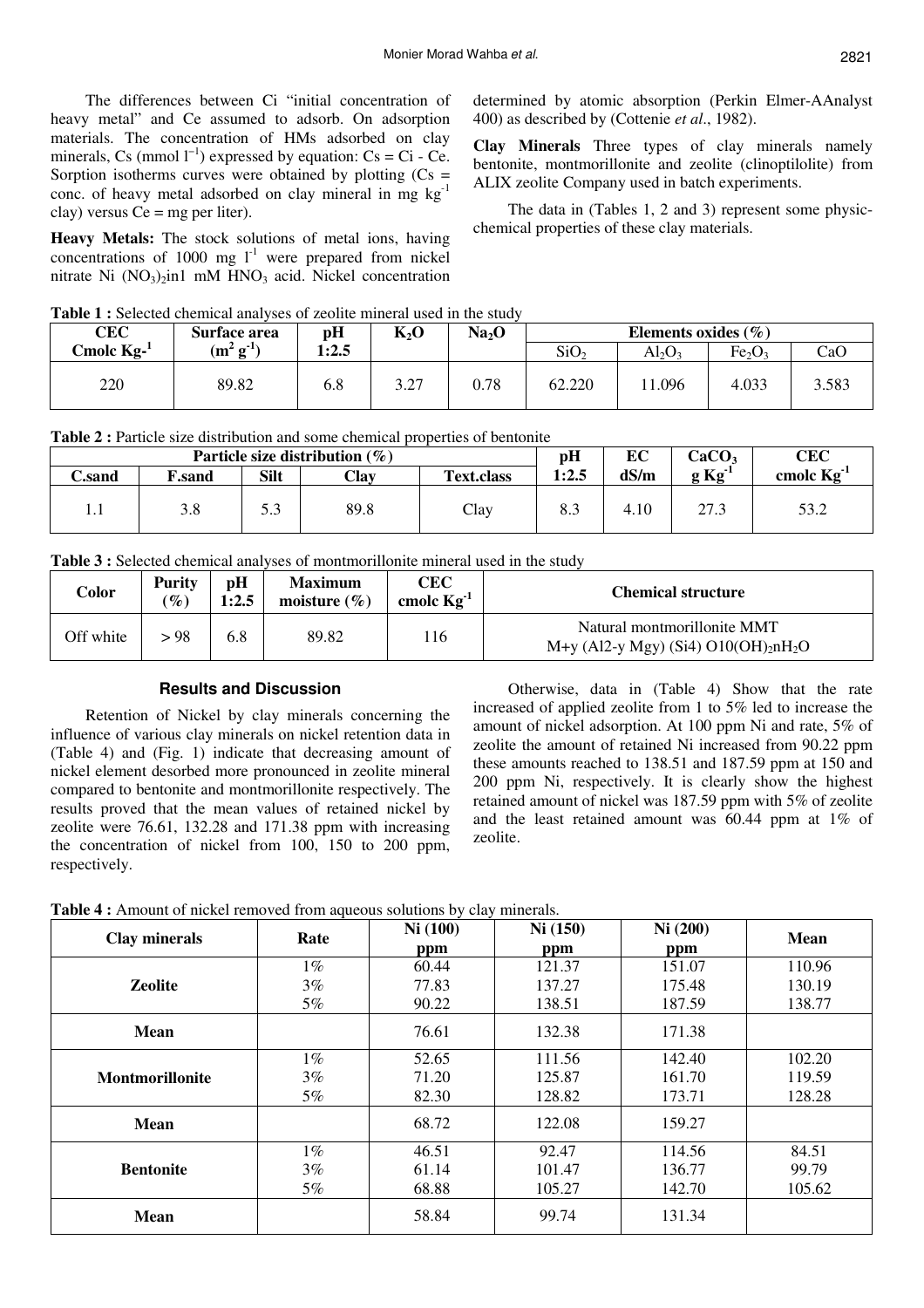The differences between Ci "initial concentration of heavy metal" and Ce assumed to adsorb. On adsorption materials. The concentration of HMs adsorbed on clay minerals, Cs (mmol $l^{-1}$) expressed by equation: Cs = Ci - Ce. Sorption isotherms curves were obtained by plotting (Cs = conc. of heavy metal adsorbed on clay mineral in mg $kg^{-1}$ clay) versus Ce = mg per liter).

**Heavy Metals:** The stock solutions of metal ions, having concentrations of 1000 mg $l^{-1}$ were prepared from nickel nitrate Ni $(NO_3)_2$in1 mM $HNO_3$ acid. Nickel concentration determined by atomic absorption (Perkin Elmer-AAnalyst 400) as described by (Cottenie *et al*., 1982).

**Clay Minerals** Three types of clay minerals namely bentonite, montmorillonite and zeolite (clinoptilolite) from ALIX zeolite Company used in batch experiments.

The data in (Tables 1, 2 and 3) represent some physic-chemical properties of these clay materials.

**Table 1 :** Selected chemical analyses of zeolite mineral used in the study

| CEC Cmolc $Kg^{-1}$ | Surface area ($m^2$ $g^{-1}$) | pH 1:2.5 | $K_2O$ | $Na_2O$ | Elements oxides (%) | | | |
|---|---|---|---|---|---|---|---|---|
| | | | | | $SiO_2$ | $Al_2O_3$ | $Fe_2O_3$ | CaO |
| 220 | 89.82 | 6.8 | 3.27 | 0.78 | 62.220 | 11.096 | 4.033 | 3.583 |

**Table 2 :** Particle size distribution and some chemical properties of bentonite

| Particle size distribution (%) | | | | | pH | EC | $CaCO_3$ | CEC |
|---|---|---|---|---|---|---|---|---|
| C.sand | F.sand | Silt | Clay | Text.class | 1:2.5 | dS/m | g $Kg^{-1}$ | cmolc $Kg^{-1}$ |
| 1.1 | 3.8 | 5.3 | 89.8 | Clay | 8.3 | 4.10 | 27.3 | 53.2 |

**Table 3 :** Selected chemical analyses of montmorillonite mineral used in the study

| Color | Purity (%) | pH 1:2.5 | Maximum moisture (%) | CEC cmolc $Kg^{-1}$ | Chemical structure |
|---|---|---|---|---|---|
| Off white | > 98 | 6.8 | 89.82 | 116 | Natural montmorillonite MMT M+y (Al2-y Mgy) (Si4) $O10(OH)_2nH_2O$ |

## Results and Discussion

Retention of Nickel by clay minerals concerning the influence of various clay minerals on nickel retention data in (Table 4) and (Fig. 1) indicate that decreasing amount of nickel element desorbed more pronounced in zeolite mineral compared to bentonite and montmorillonite respectively. The results proved that the mean values of retained nickel by zeolite were 76.61, 132.28 and 171.38 ppm with increasing the concentration of nickel from 100, 150 to 200 ppm, respectively.

Otherwise, data in (Table 4) Show that the rate increased of applied zeolite from 1 to 5% led to increase the amount of nickel adsorption. At 100 ppm Ni and rate, 5% of zeolite the amount of retained Ni increased from 90.22 ppm these amounts reached to 138.51 and 187.59 ppm at 150 and 200 ppm Ni, respectively. It is clearly show the highest retained amount of nickel was 187.59 ppm with 5% of zeolite and the least retained amount was 60.44 ppm at 1% of zeolite.

**Table 4 :** Amount of nickel removed from aqueous solutions by clay minerals.

| Clay minerals | Rate | Ni (100) ppm | Ni (150) ppm | Ni (200) ppm | Mean |
|---|---|---|---|---|---|
| **Zeolite** | 1% | 60.44 | 121.37 | 151.07 | 110.96 |
| | 3% | 77.83 | 137.27 | 175.48 | 130.19 |
| | 5% | 90.22 | 138.51 | 187.59 | 138.77 |
| **Mean** | | 76.61 | 132.38 | 171.38 | |
| **Montmorillonite** | 1% | 52.65 | 111.56 | 142.40 | 102.20 |
| | 3% | 71.20 | 125.87 | 161.70 | 119.59 |
| | 5% | 82.30 | 128.82 | 173.71 | 128.28 |
| **Mean** | | 68.72 | 122.08 | 159.27 | |
| **Bentonite** | 1% | 46.51 | 92.47 | 114.56 | 84.51 |
| | 3% | 61.14 | 101.47 | 136.77 | 99.79 |
| | 5% | 68.88 | 105.27 | 142.70 | 105.62 |
| **Mean** | | 58.84 | 99.74 | 131.34 | |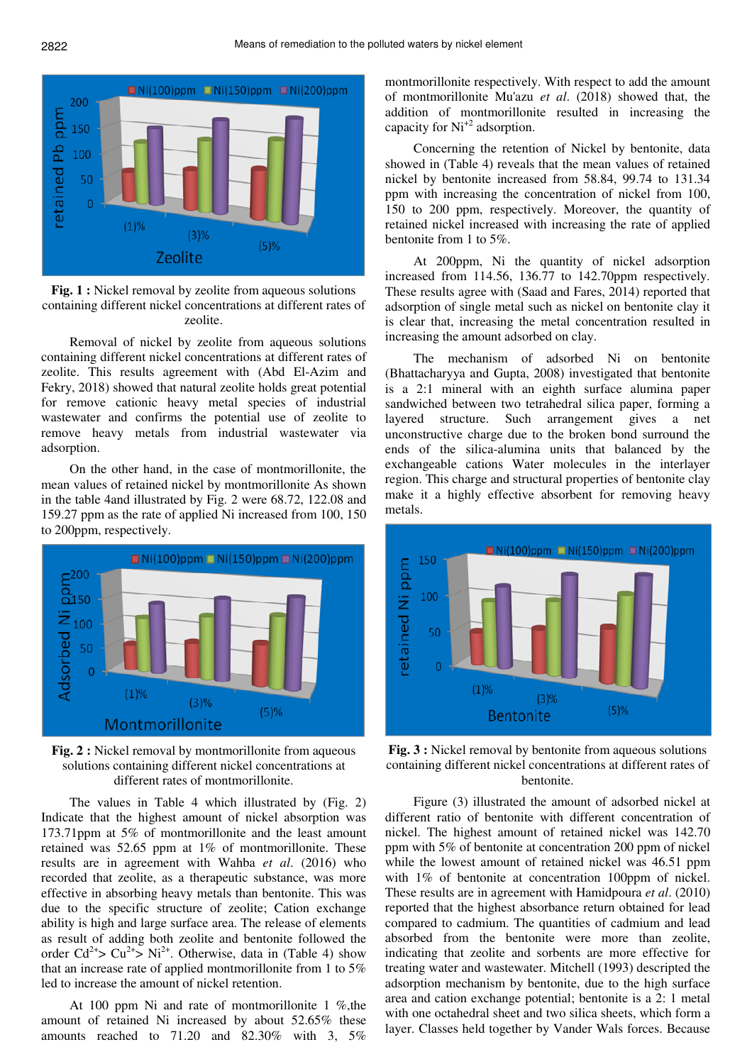**Fig. 1 :** Nickel removal by zeolite from aqueous solutions containing different nickel concentrations at different rates of zeolite.

Removal of nickel by zeolite from aqueous solutions containing different nickel concentrations at different rates of zeolite. This results agreement with (Abd El-Azim and Fekry, 2018) showed that natural zeolite holds great potential for remove cationic heavy metal species of industrial wastewater and confirms the potential use of zeolite to remove heavy metals from industrial wastewater via adsorption.

On the other hand, in the case of montmorillonite, the mean values of retained nickel by montmorillonite As shown in the table 4and illustrated by Fig. 2 were 68.72, 122.08 and 159.27 ppm as the rate of applied Ni increased from 100, 150 to 200ppm, respectively.

**Fig. 2 :** Nickel removal by montmorillonite from aqueous solutions containing different nickel concentrations at different rates of montmorillonite.

The values in Table 4 which illustrated by (Fig. 2) Indicate that the highest amount of nickel absorption was 173.71ppm at 5% of montmorillonite and the least amount retained was 52.65 ppm at 1% of montmorillonite. These results are in agreement with Wahba *et al.* (2016) who recorded that zeolite, as a therapeutic substance, was more effective in absorbing heavy metals than bentonite. This was due to the specific structure of zeolite; Cation exchange ability is high and large surface area. The release of elements as result of adding both zeolite and bentonite followed the order $Cd^{2+}$> $Cu^{2+}$> $Ni^{2+}$. Otherwise, data in (Table 4) show that an increase rate of applied montmorillonite from 1 to 5% led to increase the amount of nickel retention.

At 100 ppm Ni and rate of montmorillonite 1 %,the amount of retained Ni increased by about 52.65% these amounts reached to 71.20 and 82.30% with 3, 5% montmorillonite respectively. With respect to add the amount of montmorillonite Mu'azu *et al.* (2018) showed that, the addition of montmorillonite resulted in increasing the capacity for $Ni^{+2}$ adsorption.

Concerning the retention of Nickel by bentonite, data showed in (Table 4) reveals that the mean values of retained nickel by bentonite increased from 58.84, 99.74 to 131.34 ppm with increasing the concentration of nickel from 100, 150 to 200 ppm, respectively. Moreover, the quantity of retained nickel increased with increasing the rate of applied bentonite from 1 to 5%.

At 200ppm, Ni the quantity of nickel adsorption increased from 114.56, 136.77 to 142.70ppm respectively. These results agree with (Saad and Fares, 2014) reported that adsorption of single metal such as nickel on bentonite clay it is clear that, increasing the metal concentration resulted in increasing the amount adsorbed on clay.

The mechanism of adsorbed Ni on bentonite (Bhattacharyya and Gupta, 2008) investigated that bentonite is a 2:1 mineral with an eighth surface alumina paper sandwiched between two tetrahedral silica paper, forming a layered structure. Such arrangement gives a net unconstructive charge due to the broken bond surround the ends of the silica-alumina units that balanced by the exchangeable cations Water molecules in the interlayer region. This charge and structural properties of bentonite clay make it a highly effective absorbent for removing heavy metals.

**Fig. 3 :** Nickel removal by bentonite from aqueous solutions containing different nickel concentrations at different rates of bentonite.

Figure (3) illustrated the amount of adsorbed nickel at different ratio of bentonite with different concentration of nickel. The highest amount of retained nickel was 142.70 ppm with 5% of bentonite at concentration 200 ppm of nickel while the lowest amount of retained nickel was 46.51 ppm with 1% of bentonite at concentration 100ppm of nickel. These results are in agreement with Hamidpoura *et al.* (2010) reported that the highest absorbance return obtained for lead compared to cadmium. The quantities of cadmium and lead absorbed from the bentonite were more than zeolite, indicating that zeolite and sorbents are more effective for treating water and wastewater. Mitchell (1993) descripted the adsorption mechanism by bentonite, due to the high surface area and cation exchange potential; bentonite is a 2: 1 metal with one octahedral sheet and two silica sheets, which form a layer. Classes held together by Vander Wals forces. Because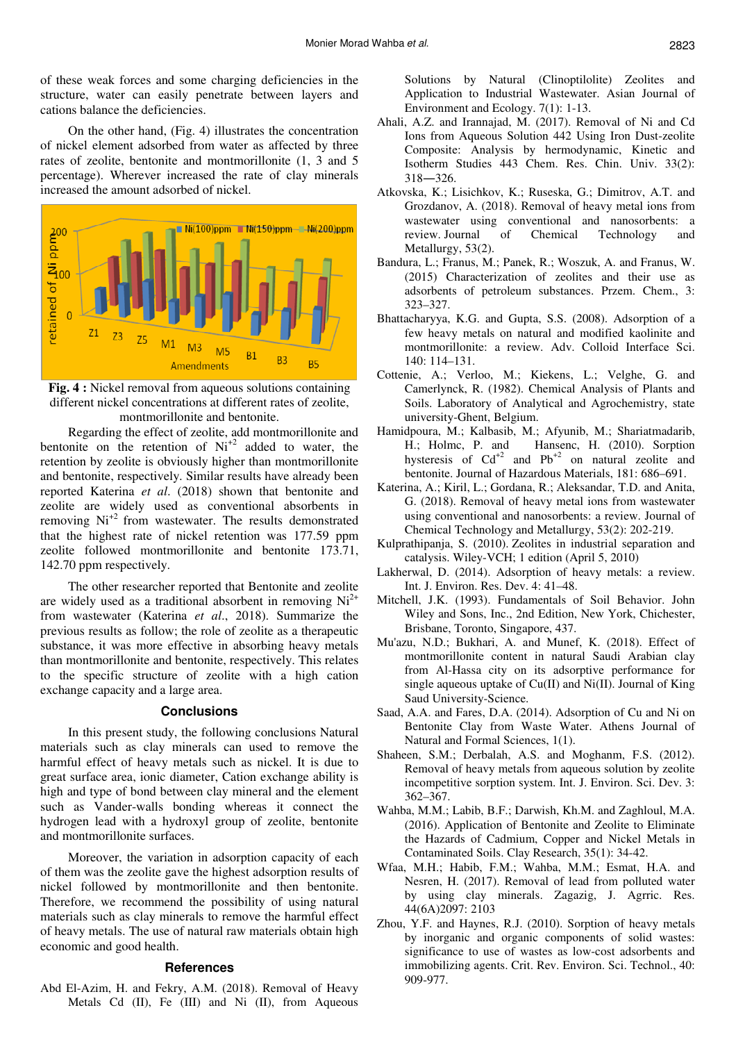of these weak forces and some charging deficiencies in the structure, water can easily penetrate between layers and cations balance the deficiencies.

On the other hand, (Fig. 4) illustrates the concentration of nickel element adsorbed from water as affected by three rates of zeolite, bentonite and montmorillonite (1, 3 and 5 percentage). Wherever increased the rate of clay minerals increased the amount adsorbed of nickel.

Ni(100)ppm Ni(150)ppm Ni(200)ppm

retained of Ni ppm

200

100

0

Z1 Z3 Z5 M1 M3 M5 B1 B3 B5

Amendments

**Fig. 4 :** Nickel removal from aqueous solutions containing different nickel concentrations at different rates of zeolite, montmorillonite and bentonite.

Regarding the effect of zeolite, add montmorillonite and bentonite on the retention of $Ni^{+2}$ added to water, the retention by zeolite is obviously higher than montmorillonite and bentonite, respectively. Similar results have already been reported Katerina *et al.* (2018) shown that bentonite and zeolite are widely used as conventional absorbents in removing $Ni^{+2}$ from wastewater. The results demonstrated that the highest rate of nickel retention was 177.59 ppm zeolite followed montmorillonite and bentonite 173.71, 142.70 ppm respectively.

The other researcher reported that Bentonite and zeolite are widely used as a traditional absorbent in removing $Ni^{2+}$ from wastewater (Katerina *et al.*, 2018). Summarize the previous results as follow; the role of zeolite as a therapeutic substance, it was more effective in absorbing heavy metals than montmorillonite and bentonite, respectively. This relates to the specific structure of zeolite with a high cation exchange capacity and a large area.

## Conclusions

In this present study, the following conclusions Natural materials such as clay minerals can used to remove the harmful effect of heavy metals such as nickel. It is due to great surface area, ionic diameter, Cation exchange ability is high and type of bond between clay mineral and the element such as Vander-walls bonding whereas it connect the hydrogen lead with a hydroxyl group of zeolite, bentonite and montmorillonite surfaces.

Moreover, the variation in adsorption capacity of each of them was the zeolite gave the highest adsorption results of nickel followed by montmorillonite and then bentonite. Therefore, we recommend the possibility of using natural materials such as clay minerals to remove the harmful effect of heavy metals. The use of natural raw materials obtain high economic and good health.

## References

Abd El-Azim, H. and Fekry, A.M. (2018). Removal of Heavy Metals Cd (II), Fe (III) and Ni (II), from Aqueous Solutions by Natural (Clinoptilolite) Zeolites and Application to Industrial Wastewater. Asian Journal of Environment and Ecology. 7(1): 1-13.

Ahali, A.Z. and Irannajad, M. (2017). Removal of Ni and Cd Ions from Aqueous Solution 442 Using Iron Dust-zeolite Composite: Analysis by hermodynamic, Kinetic and Isotherm Studies 443 Chem. Res. Chin. Univ. 33(2): 318—326.

Atkovska, K.; Lisichkov, K.; Ruseska, G.; Dimitrov, A.T. and Grozdanov, A. (2018). Removal of heavy metal ions from wastewater using conventional and nanosorbents: a review. Journal of Chemical Technology and Metallurgy, 53(2).

Bandura, L.; Franus, M.; Panek, R.; Woszuk, A. and Franus, W. (2015) Characterization of zeolites and their use as adsorbents of petroleum substances. Przem. Chem., 3: 323–327.

Bhattacharyya, K.G. and Gupta, S.S. (2008). Adsorption of a few heavy metals on natural and modified kaolinite and montmorillonite: a review. Adv. Colloid Interface Sci. 140: 114–131.

Cottenie, A.; Verloo, M.; Kiekens, L.; Velghe, G. and Camerlynck, R. (1982). Chemical Analysis of Plants and Soils. Laboratory of Analytical and Agrochemistry, state university-Ghent, Belgium.

Hamidpoura, M.; Kalbasib, M.; Afyunib, M.; Shariatmadarib, H.; Holmc, P. and Hansenc, H. (2010). Sorption hysteresis of $Cd^{+2}$ and $Pb^{+2}$ on natural zeolite and bentonite. Journal of Hazardous Materials, 181: 686–691.

Katerina, A.; Kiril, L.; Gordana, R.; Aleksandar, T.D. and Anita, G. (2018). Removal of heavy metal ions from wastewater using conventional and nanosorbents: a review. Journal of Chemical Technology and Metallurgy, 53(2): 202-219.

Kulprathipanja, S. (2010). Zeolites in industrial separation and catalysis. Wiley-VCH; 1 edition (April 5, 2010)

Lakherwal, D. (2014). Adsorption of heavy metals: a review. Int. J. Environ. Res. Dev. 4: 41–48.

Mitchell, J.K. (1993). Fundamentals of Soil Behavior. John Wiley and Sons, Inc., 2nd Edition, New York, Chichester, Brisbane, Toronto, Singapore, 437.

Mu'azu, N.D.; Bukhari, A. and Munef, K. (2018). Effect of montmorillonite content in natural Saudi Arabian clay from Al-Hassa city on its adsorptive performance for single aqueous uptake of Cu(II) and Ni(II). Journal of King Saud University-Science.

Saad, A.A. and Fares, D.A. (2014). Adsorption of Cu and Ni on Bentonite Clay from Waste Water. Athens Journal of Natural and Formal Sciences, 1(1).

Shaheen, S.M.; Derbalah, A.S. and Moghanm, F.S. (2012). Removal of heavy metals from aqueous solution by zeolite incompetitive sorption system. Int. J. Environ. Sci. Dev. 3: 362–367.

Wahba, M.M.; Labib, B.F.; Darwish, Kh.M. and Zaghloul, M.A. (2016). Application of Bentonite and Zeolite to Eliminate the Hazards of Cadmium, Copper and Nickel Metals in Contaminated Soils. Clay Research, 35(1): 34-42.

Wfaa, M.H.; Habib, F.M.; Wahba, M.M.; Esmat, H.A. and Nesren, H. (2017). Removal of lead from polluted water by using clay minerals. Zagazig, J. Agric. Res. 44(6A)2097: 2103

Zhou, Y.F. and Haynes, R.J. (2010). Sorption of heavy metals by inorganic and organic components of solid wastes: significance to use of wastes as low-cost adsorbents and immobilizing agents. Crit. Rev. Environ. Sci. Technol., 40: 909-977.